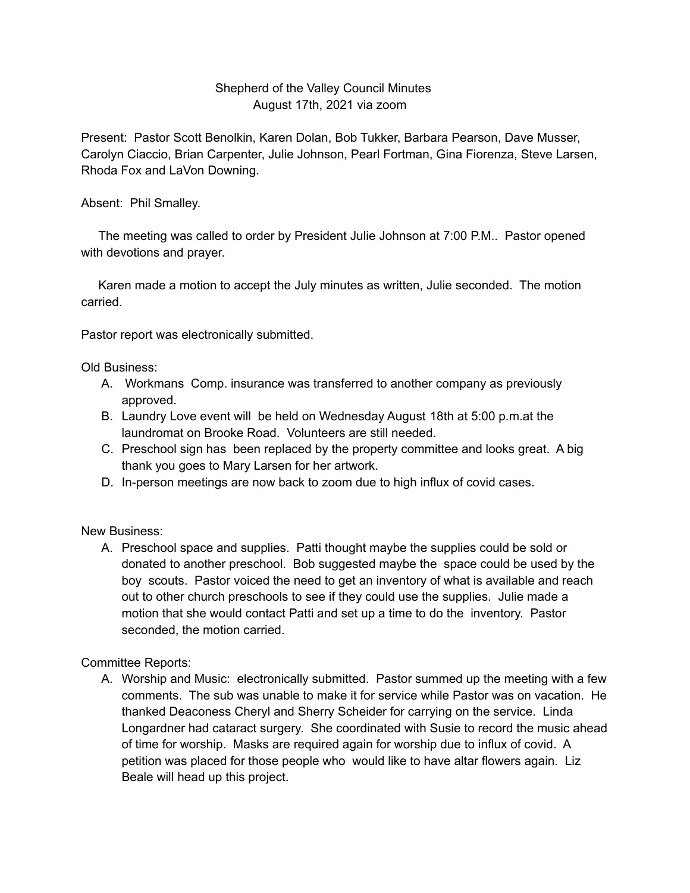Shepherd of the Valley Council Minutes
August 17th, 2021 via zoom

Present: Pastor Scott Benolkin, Karen Dolan, Bob Tukker, Barbara Pearson, Dave Musser, Carolyn Ciaccio, Brian Carpenter, Julie Johnson, Pearl Fortman, Gina Fiorenza, Steve Larsen, Rhoda Fox and LaVon Downing.

Absent: Phil Smalley.

The meeting was called to order by President Julie Johnson at 7:00 P.M.. Pastor opened with devotions and prayer.

Karen made a motion to accept the July minutes as written, Julie seconded. The motion carried.

Pastor report was electronically submitted.

Old Business:

A. Workmans Comp. insurance was transferred to another company as previously approved.
B. Laundry Love event will be held on Wednesday August 18th at 5:00 p.m.at the laundromat on Brooke Road. Volunteers are still needed.
C. Preschool sign has been replaced by the property committee and looks great. A big thank you goes to Mary Larsen for her artwork.
D. In-person meetings are now back to zoom due to high influx of covid cases.

New Business:

A. Preschool space and supplies. Patti thought maybe the supplies could be sold or donated to another preschool. Bob suggested maybe the space could be used by the boy scouts. Pastor voiced the need to get an inventory of what is available and reach out to other church preschools to see if they could use the supplies. Julie made a motion that she would contact Patti and set up a time to do the inventory. Pastor seconded, the motion carried.

Committee Reports:

A. Worship and Music: electronically submitted. Pastor summed up the meeting with a few comments. The sub was unable to make it for service while Pastor was on vacation. He thanked Deaconess Cheryl and Sherry Scheider for carrying on the service. Linda Longardner had cataract surgery. She coordinated with Susie to record the music ahead of time for worship. Masks are required again for worship due to influx of covid. A petition was placed for those people who would like to have altar flowers again. Liz Beale will head up this project.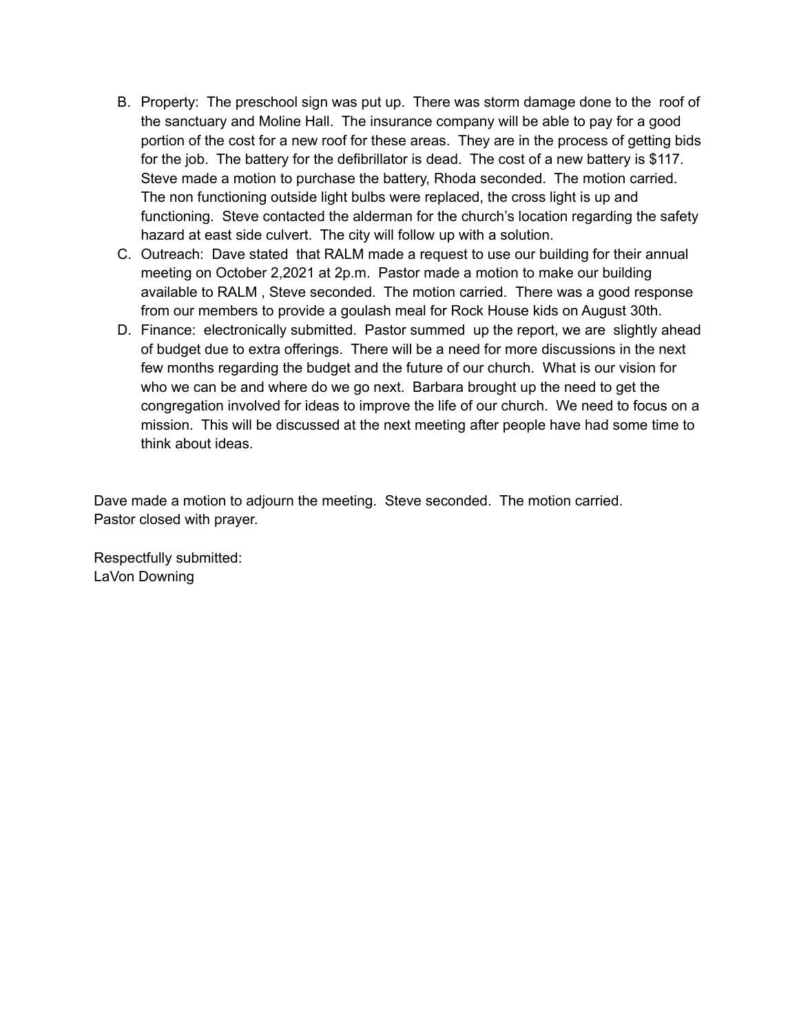B. Property: The preschool sign was put up. There was storm damage done to the roof of the sanctuary and Moline Hall. The insurance company will be able to pay for a good portion of the cost for a new roof for these areas. They are in the process of getting bids for the job. The battery for the defibrillator is dead. The cost of a new battery is $117. Steve made a motion to purchase the battery, Rhoda seconded. The motion carried. The non functioning outside light bulbs were replaced, the cross light is up and functioning. Steve contacted the alderman for the church's location regarding the safety hazard at east side culvert. The city will follow up with a solution.

C. Outreach: Dave stated that RALM made a request to use our building for their annual meeting on October 2,2021 at 2p.m. Pastor made a motion to make our building available to RALM , Steve seconded. The motion carried. There was a good response from our members to provide a goulash meal for Rock House kids on August 30th.

D. Finance: electronically submitted. Pastor summed up the report, we are slightly ahead of budget due to extra offerings. There will be a need for more discussions in the next few months regarding the budget and the future of our church. What is our vision for who we can be and where do we go next. Barbara brought up the need to get the congregation involved for ideas to improve the life of our church. We need to focus on a mission. This will be discussed at the next meeting after people have had some time to think about ideas.

Dave made a motion to adjourn the meeting. Steve seconded. The motion carried.
Pastor closed with prayer.

Respectfully submitted:
LaVon Downing